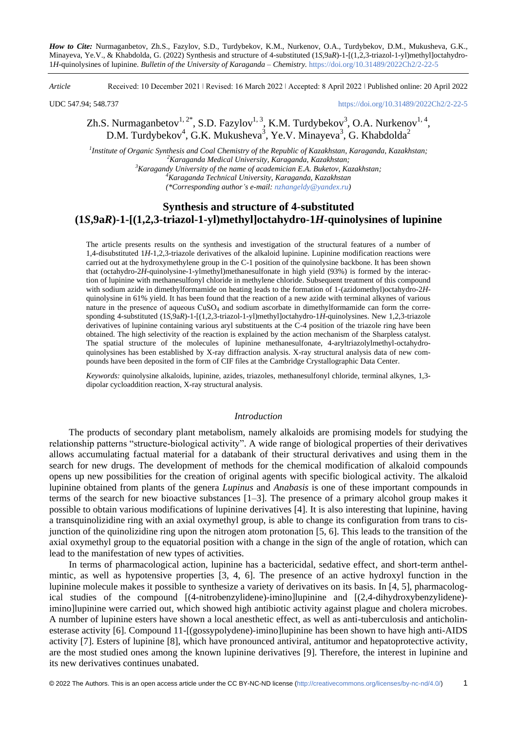*How to Cite:* Nurmaganbetov, Zh.S., Fazylov, S.D., Turdybekov, K.M., Nurkenov, O.A., Turdybekov, D.M., Mukusheva, G.K., Minayeva, Ye.V., & Khabdolda, G. (2022) Synthesis and structure of 4-substituted (1*S*,9a*R*)-1-[(1,2,3-triazol-1-yl)methyl]octahydro-1*H*-quinolysines of lupinine. *Bulletin of the University of Karaganda – Chemistry.* https://doi.org/10.31489/2022Ch2/2-22-5

*Article* Received: 10 December 2021 ǀ Revised: 16 March 2022 ǀ Accepted: 8 April 2022 ǀ Published online: 20 April 2022

UDC 547.94; 548.737 https://doi.org/10.31489/2022Ch2/2-22-5

Zh.S. Nurmaganbetov[1, 2*], S.D. Fazylov[1, 3], K.M. Turdybekov[3], O.A. Nurkenov[1, 4], D.M. Turdybekov[4], G.K. Mukusheva[3], Ye.V. Minayeva[3], G. Khabdolda[2]

[1]*Institute of Organic Synthesis and Coal Chemistry of the Republic of Kazakhstan, Karaganda, Kazakhstan;*
[2]*Karaganda Medical University, Karaganda, Kazakhstan;*
[3]*Karagandy University of the name of academician E.A. Buketov, Karaganda, Kazakhstan;*
[4]*Karaganda Technical University, Karaganda, Kazakhstan*
*(\*Corresponding author's e-mail: nzhangeldy@yandex.ru)*

# Synthesis and structure of 4-substituted (1*S*,9a*R*)-1-[(1,2,3-triazol-1-yl)methyl]octahydro-1*H*-quinolysines of lupinine

The article presents results on the synthesis and investigation of the structural features of a number of 1,4-disubstituted 1*H*-1,2,3-triazole derivatives of the alkaloid lupinine. Lupinine modification reactions were carried out at the hydroxymethylene group in the C-1 position of the quinolysine backbone. It has been shown that (octahydro-2*H*-quinolysine-1-ylmethyl)methanesulfonate in high yield (93%) is formed by the interaction of lupinine with methanesulfonyl chloride in methylene chloride. Subsequent treatment of this compound with sodium azide in dimethylformamide on heating leads to the formation of 1-(azidomethyl)octahydro-2*H*-quinolysine in 61% yield. It has been found that the reaction of a new azide with terminal alkynes of various nature in the presence of aqueous $CuSO_4$ and sodium ascorbate in dimethylformamide can form the corresponding 4-substituted (1*S*,9a*R*)-1-[(1,2,3-triazol-1-yl)methyl]octahydro-1*H*-quinolysines. New 1,2,3-triazole derivatives of lupinine containing various aryl substituents at the C-4 position of the triazole ring have been obtained. The high selectivity of the reaction is explained by the action mechanism of the Sharpless catalyst. The spatial structure of the molecules of lupinine methanesulfonate, 4-aryltriazolylmethyl-octahydro-quinolysines has been established by X-ray diffraction analysis. X-ray structural analysis data of new compounds have been deposited in the form of CIF files at the Cambridge Crystallographic Data Center.

*Keywords:* quinolysine alkaloids, lupinine, azides, triazoles, methanesulfonyl chloride, terminal alkynes, 1,3-dipolar cycloaddition reaction, X-ray structural analysis.

## *Introduction*

The products of secondary plant metabolism, namely alkaloids are promising models for studying the relationship patterns "structure-biological activity". A wide range of biological properties of their derivatives allows accumulating factual material for a databank of their structural derivatives and using them in the search for new drugs. The development of methods for the chemical modification of alkaloid compounds opens up new possibilities for the creation of original agents with specific biological activity. The alkaloid lupinine obtained from plants of the genera *Lupinus* and *Anabasis* is one of these important compounds in terms of the search for new bioactive substances [1–3]. The presence of a primary alcohol group makes it possible to obtain various modifications of lupinine derivatives [4]. It is also interesting that lupinine, having a transquinolizidine ring with an axial oxymethyl group, is able to change its configuration from trans to cis-junction of the quinolizidine ring upon the nitrogen atom protonation [5, 6]. This leads to the transition of the axial oxymethyl group to the equatorial position with a change in the sign of the angle of rotation, which can lead to the manifestation of new types of activities.

In terms of pharmacological action, lupinine has a bactericidal, sedative effect, and short-term anthelmintic, as well as hypotensive properties [3, 4, 6]. The presence of an active hydroxyl function in the lupinine molecule makes it possible to synthesize a variety of derivatives on its basis. In [4, 5], pharmacological studies of the compound [(4-nitrobenzylidene)-imino]lupinine and [(2,4-dihydroxybenzylidene)-imino]lupinine were carried out, which showed high antibiotic activity against plague and cholera microbes. A number of lupinine esters have shown a local anesthetic effect, as well as anti-tuberculosis and anticholinesterase activity [6]. Compound 11-[(gossypolydene)-imino]lupinine has been shown to have high anti-AIDS activity [7]. Esters of lupinine [8], which have pronounced antiviral, antitumor and hepatoprotective activity, are the most studied ones among the known lupinine derivatives [9]. Therefore, the interest in lupinine and its new derivatives continues unabated.

© 2022 The Authors. This is an open access article under the CC BY-NC-ND license (http://creativecommons.org/licenses/by-nc-nd/4.0/)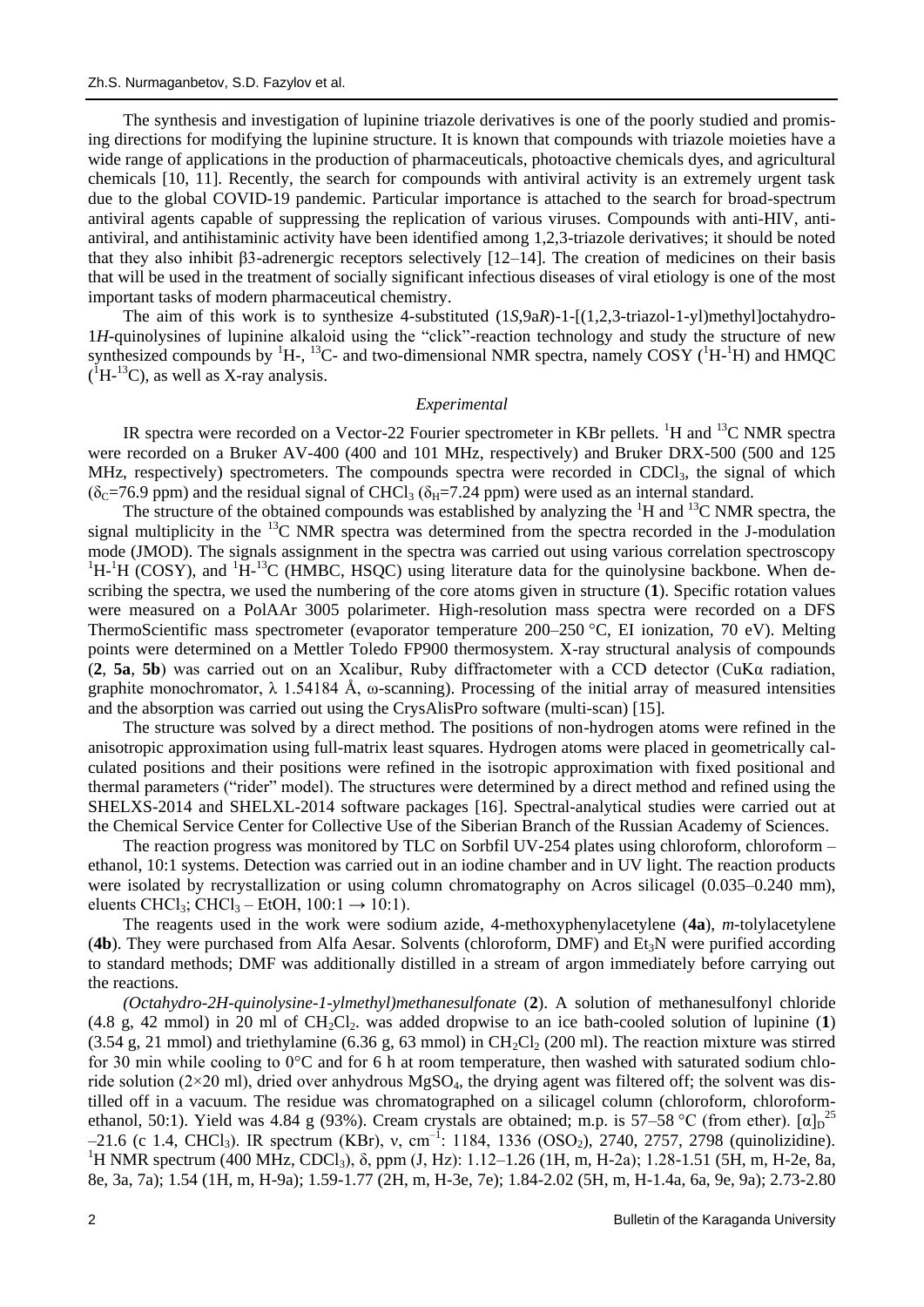The synthesis and investigation of lupinine triazole derivatives is one of the poorly studied and promising directions for modifying the lupinine structure. It is known that compounds with triazole moieties have a wide range of applications in the production of pharmaceuticals, photoactive chemicals dyes, and agricultural chemicals [10, 11]. Recently, the search for compounds with antiviral activity is an extremely urgent task due to the global COVID-19 pandemic. Particular importance is attached to the search for broad-spectrum antiviral agents capable of suppressing the replication of various viruses. Compounds with anti-HIV, anti-antiviral, and antihistaminic activity have been identified among 1,2,3-triazole derivatives; it should be noted that they also inhibit β3-adrenergic receptors selectively [12–14]. The creation of medicines on their basis that will be used in the treatment of socially significant infectious diseases of viral etiology is one of the most important tasks of modern pharmaceutical chemistry.

The aim of this work is to synthesize 4-substituted (1*S*,9a*R*)-1-[(1,2,3-triazol-1-yl)methyl]octahydro-1*H*-quinolysines of lupinine alkaloid using the "click"-reaction technology and study the structure of new synthesized compounds by $^{1}$H-, $^{13}$C- and two-dimensional NMR spectra, namely COSY ($^{1}$H-$^{1}$H) and HMQC ($^{1}$H-$^{13}$C), as well as X-ray analysis.

## *Experimental*

IR spectra were recorded on a Vector-22 Fourier spectrometer in KBr pellets. $^{1}$H and $^{13}$C NMR spectra were recorded on a Bruker AV-400 (400 and 101 MHz, respectively) and Bruker DRX-500 (500 and 125 MHz, respectively) spectrometers. The compounds spectra were recorded in $CDCl_3$, the signal of which ($\delta_C$=76.9 ppm) and the residual signal of $CHCl_3$ ($\delta_H$=7.24 ppm) were used as an internal standard.

The structure of the obtained compounds was established by analyzing the $^{1}$H and $^{13}$C NMR spectra, the signal multiplicity in the $^{13}$C NMR spectra was determined from the spectra recorded in the J-modulation mode (JMOD). The signals assignment in the spectra was carried out using various correlation spectroscopy $^{1}$H-$^{1}$H (COSY), and $^{1}$H-$^{13}$C (HMBC, HSQC) using literature data for the quinolysine backbone. When describing the spectra, we used the numbering of the core atoms given in structure (**1**). Specific rotation values were measured on a PolAAr 3005 polarimeter. High-resolution mass spectra were recorded on a DFS ThermoScientific mass spectrometer (evaporator temperature 200–250 °C, EI ionization, 70 eV). Melting points were determined on a Mettler Toledo FP900 thermosystem. X-ray structural analysis of compounds (**2**, **5a**, **5b**) was carried out on an Xcalibur, Ruby diffractometer with a CCD detector (CuKα radiation, graphite monochromator, λ 1.54184 Å, ω-scanning). Processing of the initial array of measured intensities and the absorption was carried out using the CrysAlisPro software (multi-scan) [15].

The structure was solved by a direct method. The positions of non-hydrogen atoms were refined in the anisotropic approximation using full-matrix least squares. Hydrogen atoms were placed in geometrically calculated positions and their positions were refined in the isotropic approximation with fixed positional and thermal parameters ("rider" model). The structures were determined by a direct method and refined using the SHELXS-2014 and SHELXL-2014 software packages [16]. Spectral-analytical studies were carried out at the Chemical Service Center for Collective Use of the Siberian Branch of the Russian Academy of Sciences.

The reaction progress was monitored by TLC on Sorbfil UV-254 plates using chloroform, chloroform – ethanol, 10:1 systems. Detection was carried out in an iodine chamber and in UV light. The reaction products were isolated by recrystallization or using column chromatography on Acros silicagel (0.035–0.240 mm), eluents $CHCl_3$; $CHCl_3$ – EtOH, 100:1 → 10:1).

The reagents used in the work were sodium azide, 4-methoxyphenylacetylene (**4a**), *m*-tolylacetylene (**4b**). They were purchased from Alfa Aesar. Solvents (chloroform, DMF) and $Et_3N$ were purified according to standard methods; DMF was additionally distilled in a stream of argon immediately before carrying out the reactions.

*(Octahydro-2H-quinolysine-1-ylmethyl)methanesulfonate* (**2**). A solution of methanesulfonyl chloride (4.8 g, 42 mmol) in 20 ml of $CH_2Cl_2$. was added dropwise to an ice bath-cooled solution of lupinine (**1**) (3.54 g, 21 mmol) and triethylamine (6.36 g, 63 mmol) in $CH_2Cl_2$ (200 ml). The reaction mixture was stirred for 30 min while cooling to 0°C and for 6 h at room temperature, then washed with saturated sodium chloride solution (2×20 ml), dried over anhydrous $MgSO_4$, the drying agent was filtered off; the solvent was distilled off in a vacuum. The residue was chromatographed on a silicagel column (chloroform, chloroform-ethanol, 50:1). Yield was 4.84 g (93%). Cream crystals are obtained; m.p. is 57–58 °C (from ether). $[\alpha]_D^{25}$ –21.6 (c 1.4, $CHCl_3$). IR spectrum (KBr), ν, cm$^{-1}$: 1184, 1336 ($OSO_2$), 2740, 2757, 2798 (quinolizidine). $^{1}$H NMR spectrum (400 MHz, $CDCl_3$), δ, ppm (J, Hz): 1.12–1.26 (1H, m, H-2a); 1.28-1.51 (5H, m, H-2e, 8a, 8e, 3a, 7a); 1.54 (1H, m, H-9a); 1.59-1.77 (2H, m, H-3e, 7e); 1.84-2.02 (5H, m, H-1.4a, 6a, 9e, 9a); 2.73-2.80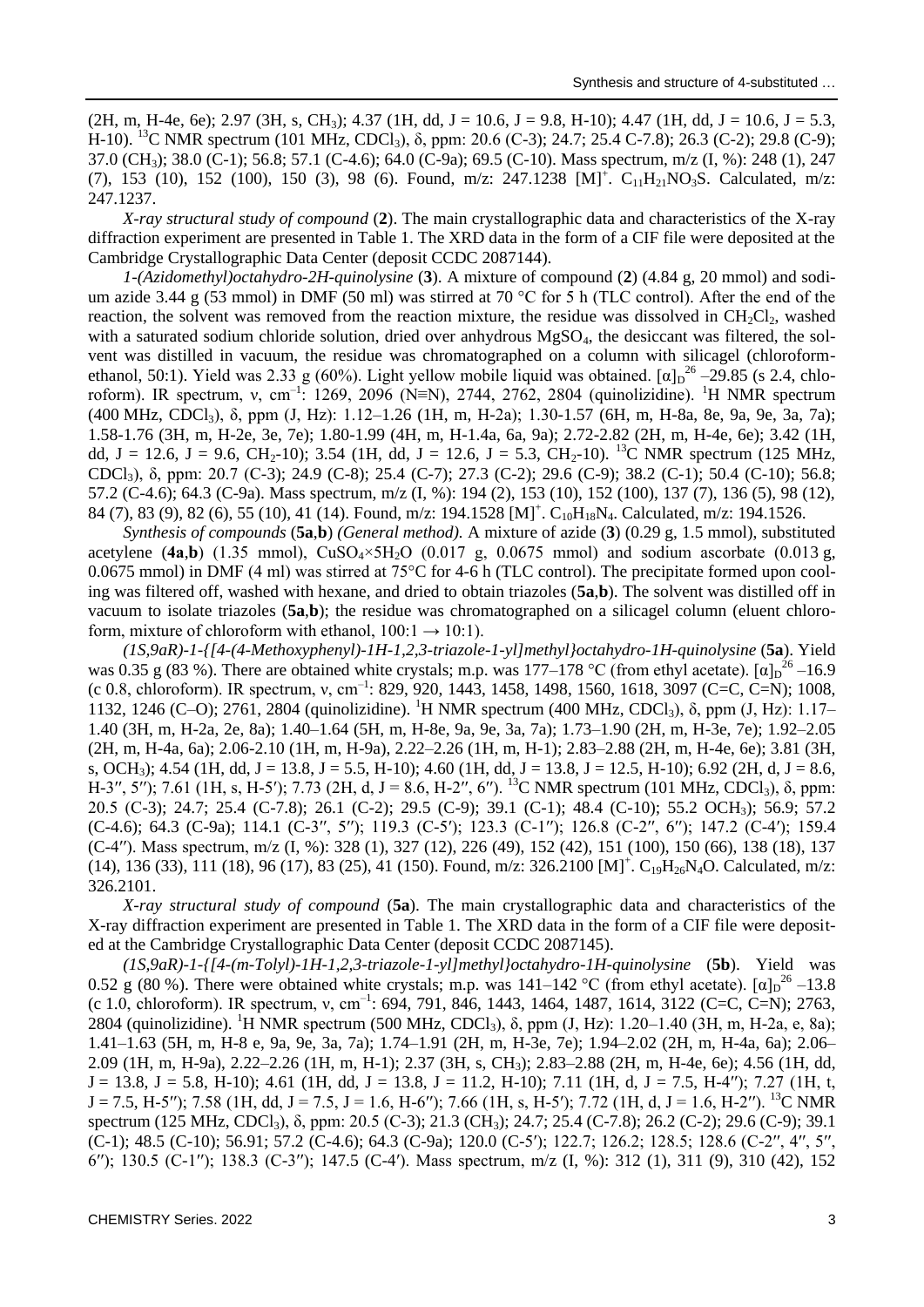(2H, m, H-4e, 6e); 2.97 (3H, s, $CH_3$); 4.37 (1H, dd, J = 10.6, J = 9.8, H-10); 4.47 (1H, dd, J = 10.6, J = 5.3, H-10). $^{13}C$ NMR spectrum (101 MHz, $CDCl_3$), δ, ppm: 20.6 (C-3); 24.7; 25.4 C-7.8); 26.3 (C-2); 29.8 (C-9); 37.0 ($CH_3$); 38.0 (C-1); 56.8; 57.1 (C-4.6); 64.0 (C-9a); 69.5 (C-10). Mass spectrum, m/z (I, %): 248 (1), 247 (7), 153 (10), 152 (100), 150 (3), 98 (6). Found, m/z: 247.1238 $[M]^+$. $C_{11}H_{21}NO_3S$. Calculated, m/z: 247.1237.

*X-ray structural study of compound* (**2**). The main crystallographic data and characteristics of the X-ray diffraction experiment are presented in Table 1. The XRD data in the form of a CIF file were deposited at the Cambridge Crystallographic Data Center (deposit CCDC 2087144).

*1-(Azidomethyl)octahydro-2H-quinolysine* (**3**). A mixture of compound (**2**) (4.84 g, 20 mmol) and sodium azide 3.44 g (53 mmol) in DMF (50 ml) was stirred at 70 °C for 5 h (TLC control). After the end of the reaction, the solvent was removed from the reaction mixture, the residue was dissolved in $CH_2Cl_2$, washed with a saturated sodium chloride solution, dried over anhydrous $MgSO_4$, the desiccant was filtered, the solvent was distilled in vacuum, the residue was chromatographed on a column with silicagel (chloroform-ethanol, 50:1). Yield was 2.33 g (60%). Light yellow mobile liquid was obtained. $[\alpha]_D^{26}$ –29.85 (s 2.4, chloroform). IR spectrum, ν, cm$^{-1}$: 1269, 2096 (N≡N), 2744, 2762, 2804 (quinolizidine). $^1H$ NMR spectrum (400 MHz, $CDCl_3$), δ, ppm (J, Hz): 1.12–1.26 (1H, m, H-2a); 1.30-1.57 (6H, m, H-8a, 8e, 9a, 9e, 3a, 7a); 1.58-1.76 (3H, m, H-2e, 3e, 7e); 1.80-1.99 (4H, m, H-1.4a, 6a, 9a); 2.72-2.82 (2H, m, H-4e, 6e); 3.42 (1H, dd, J = 12.6, J = 9.6, $CH_2$-10); 3.54 (1H, dd, J = 12.6, J = 5.3, $CH_2$-10). $^{13}C$ NMR spectrum (125 MHz, $CDCl_3$), δ, ppm: 20.7 (C-3); 24.9 (C-8); 25.4 (C-7); 27.3 (C-2); 29.6 (C-9); 38.2 (C-1); 50.4 (C-10); 56.8; 57.2 (C-4.6); 64.3 (C-9a). Mass spectrum, m/z (I, %): 194 (2), 153 (10), 152 (100), 137 (7), 136 (5), 98 (12), 84 (7), 83 (9), 82 (6), 55 (10), 41 (14). Found, m/z: 194.1528 $[M]^+$. $C_{10}H_{18}N_4$. Calculated, m/z: 194.1526.

*Synthesis of compounds* (**5a**,**b**) *(General method).* A mixture of azide (**3**) (0.29 g, 1.5 mmol), substituted acetylene (**4a**,**b**) (1.35 mmol), $CuSO_4 \times 5H_2O$ (0.017 g, 0.0675 mmol) and sodium ascorbate (0.013 g, 0.0675 mmol) in DMF (4 ml) was stirred at 75°C for 4-6 h (TLC control). The precipitate formed upon cooling was filtered off, washed with hexane, and dried to obtain triazoles (**5a**,**b**). The solvent was distilled off in vacuum to isolate triazoles (**5a**,**b**); the residue was chromatographed on a silicagel column (eluent chloroform, mixture of chloroform with ethanol, 100:1 → 10:1).

*(1S,9aR)-1-{[4-(4-Methoxyphenyl)-1H-1,2,3-triazole-1-yl]methyl}octahydro-1H-quinolysine* (**5a**). Yield was 0.35 g (83 %). There are obtained white crystals; m.p. was 177–178 °C (from ethyl acetate). $[\alpha]_D^{26}$ –16.9 (c 0.8, chloroform). IR spectrum, ν, cm$^{-1}$: 829, 920, 1443, 1458, 1498, 1560, 1618, 3097 (C=C, C=N); 1008, 1132, 1246 (C–O); 2761, 2804 (quinolizidine). $^1H$ NMR spectrum (400 MHz, $CDCl_3$), δ, ppm (J, Hz): 1.17–1.40 (3H, m, H-2a, 2e, 8a); 1.40–1.64 (5H, m, H-8e, 9a, 9e, 3a, 7a); 1.73–1.90 (2H, m, H-3e, 7e); 1.92–2.05 (2H, m, H-4a, 6a); 2.06-2.10 (1H, m, H-9a); 2.22–2.26 (1H, m, H-1); 2.83–2.88 (2H, m, H-4e, 6e); 3.81 (3H, s, $OCH_3$); 4.54 (1H, dd, J = 13.8, J = 5.5, H-10); 4.60 (1H, dd, J = 13.8, J = 12.5, H-10); 6.92 (2H, d, J = 8.6, H-3″, 5″); 7.61 (1H, s, H-5′); 7.73 (2H, d, J = 8.6, H-2″, 6″). $^{13}C$ NMR spectrum (101 MHz, $CDCl_3$), δ, ppm: 20.5 (C-3); 24.7; 25.4 (C-7.8); 26.1 (C-2); 29.5 (C-9); 39.1 (C-1); 48.4 (C-10); 55.2 $OCH_3$); 56.9; 57.2 (C-4.6); 64.3 (C-9a); 114.1 (C-3″, 5″); 119.3 (C-5′); 123.3 (C-1″); 126.8 (C-2″, 6″); 147.2 (C-4′); 159.4 (C-4″). Mass spectrum, m/z (I, %): 328 (1), 327 (12), 226 (49), 152 (42), 151 (100), 150 (66), 138 (18), 137 (14), 136 (33), 111 (18), 96 (17), 83 (25), 41 (150). Found, m/z: 326.2100 $[M]^+$. $C_{19}H_{26}N_4O$. Calculated, m/z: 326.2101.

*X-ray structural study of compound* (**5a**). The main crystallographic data and characteristics of the X-ray diffraction experiment are presented in Table 1. The XRD data in the form of a CIF file were deposited at the Cambridge Crystallographic Data Center (deposit CCDC 2087145).

*(1S,9aR)-1-{[4-(m-Tolyl)-1H-1,2,3-triazole-1-yl]methyl}octahydro-1H-quinolysine* (**5b**). Yield was 0.52 g (80 %). There were obtained white crystals; m.p. was 141–142 °C (from ethyl acetate). $[\alpha]_D^{26}$ –13.8 (c 1.0, chloroform). IR spectrum, ν, cm$^{-1}$: 694, 791, 846, 1443, 1464, 1487, 1614, 3122 (C=C, C=N); 2763, 2804 (quinolizidine). $^1H$ NMR spectrum (500 MHz, $CDCl_3$), δ, ppm (J, Hz): 1.20–1.40 (3H, m, H-2a, e, 8a); 1.41–1.63 (5H, m, H-8 e, 9a, 9e, 3a, 7a); 1.74–1.91 (2H, m, H-3e, 7e); 1.94–2.02 (2H, m, H-4a, 6a); 2.06–2.09 (1H, m, H-9a); 2.22–2.26 (1H, m, H-1); 2.37 (3H, s, $CH_3$); 2.83–2.88 (2H, m, H-4e, 6e); 4.56 (1H, dd, J = 13.8, J = 5.8, H-10); 4.61 (1H, dd, J = 13.8, J = 11.2, H-10); 7.11 (1H, d, J = 7.5, H-4″); 7.27 (1H, t, J = 7.5, H-5″); 7.58 (1H, dd, J = 7.5, J = 1.6, H-6″); 7.66 (1H, s, H-5′); 7.72 (1H, d, J = 1.6, H-2″). $^{13}C$ NMR spectrum (125 MHz, $CDCl_3$), δ, ppm: 20.5 (C-3); 21.3 ($CH_3$); 24.7; 25.4 (C-7.8); 26.2 (C-2); 29.6 (C-9); 39.1 (C-1); 48.5 (C-10); 56.91; 57.2 (C-4.6); 64.3 (C-9a); 120.0 (C-5′); 122.7; 126.2; 128.5; 128.6 (C-2″, 4″, 5″, 6″); 130.5 (C-1″); 138.3 (C-3″); 147.5 (C-4′). Mass spectrum, m/z (I, %): 312 (1), 311 (9), 310 (42), 152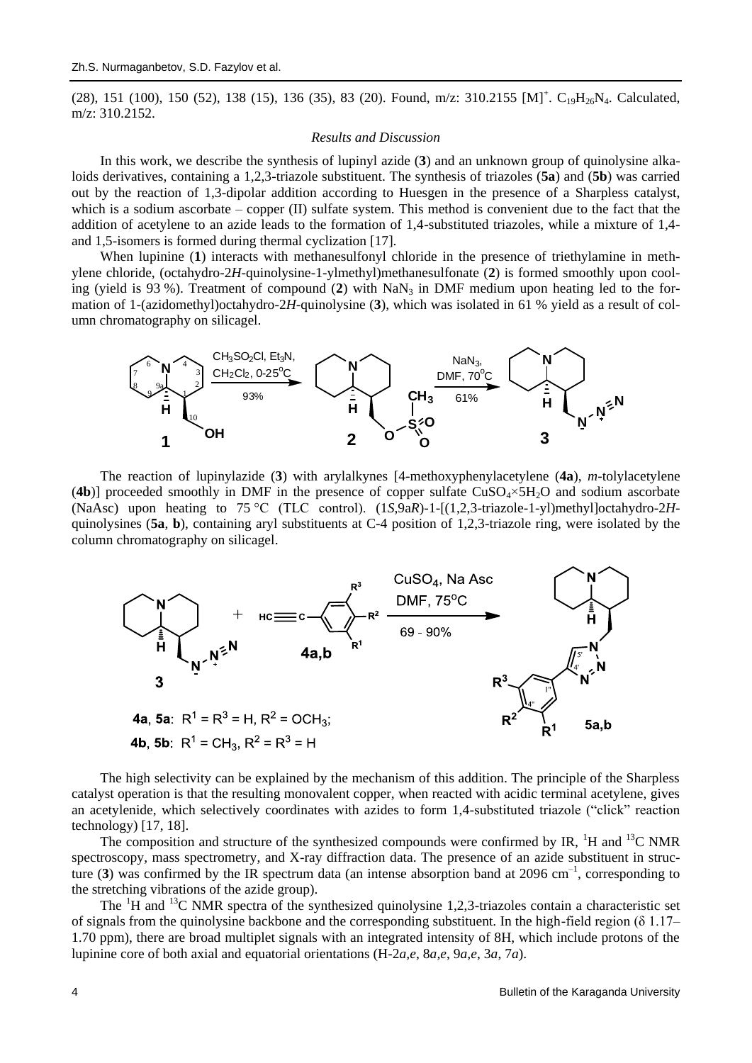(28), 151 (100), 150 (52), 138 (15), 136 (35), 83 (20). Found, m/z: 310.2155 $[M]^+$. $C_{19}H_{26}N_4$. Calculated, m/z: 310.2152.

### *Results and Discussion*

In this work, we describe the synthesis of lupinyl azide (**3**) and an unknown group of quinolysine alkaloids derivatives, containing a 1,2,3-triazole substituent. The synthesis of triazoles (**5a**) and (**5b**) was carried out by the reaction of 1,3-dipolar addition according to Huesgen in the presence of a Sharpless catalyst, which is a sodium ascorbate – copper (II) sulfate system. This method is convenient due to the fact that the addition of acetylene to an azide leads to the formation of 1,4-substituted triazoles, while a mixture of 1,4- and 1,5-isomers is formed during thermal cyclization [17].

When lupinine (**1**) interacts with methanesulfonyl chloride in the presence of triethylamine in methylene chloride, (octahydro-2*H*-quinolysine-1-ylmethyl)methanesulfonate (**2**) is formed smoothly upon cooling (yield is 93 %). Treatment of compound (**2**) with $NaN_3$ in DMF medium upon heating led to the formation of 1-(azidomethyl)octahydro-2*H*-quinolysine (**3**), which was isolated in 61 % yield as a result of column chromatography on silicagel.

$CH_3SO_2Cl$, $Et_3N$, $CH_2Cl_2$, 0-25°C; 93%

$NaN_3$, DMF, 70°C; 61%

**1** **2** **3**

The reaction of lupinylazide (**3**) with arylalkynes [4-methoxyphenylacetylene (**4a**), *m*-tolylacetylene (**4b**)] proceeded smoothly in DMF in the presence of copper sulfate $CuSO_4{\times}5H_2O$ and sodium ascorbate (NaAsc) upon heating to 75 °C (TLC control). (1*S*,9a*R*)-1-[(1,2,3-triazole-1-yl)methyl]octahydro-2*H*-quinolysines (**5a**, **b**), containing aryl substituents at C-4 position of 1,2,3-triazole ring, were isolated by the column chromatography on silicagel.

$CuSO_4$, Na Asc, DMF, 75°C; 69 - 90%

**3** + **4a,b** → **5a,b**

**4a**, **5a**: $R^1 = R^3 = H$, $R^2 = OCH_3$;

**4b**, **5b**: $R^1 = CH_3$, $R^2 = R^3 = H$

The high selectivity can be explained by the mechanism of this addition. The principle of the Sharpless catalyst operation is that the resulting monovalent copper, when reacted with acidic terminal acetylene, gives an acetylenide, which selectively coordinates with azides to form 1,4-substituted triazole ("click" reaction technology) [17, 18].

The composition and structure of the synthesized compounds were confirmed by IR, $^1H$ and $^{13}C$ NMR spectroscopy, mass spectrometry, and X-ray diffraction data. The presence of an azide substituent in structure (**3**) was confirmed by the IR spectrum data (an intense absorption band at 2096 $cm^{-1}$, corresponding to the stretching vibrations of the azide group).

The $^1H$ and $^{13}C$ NMR spectra of the synthesized quinolysine 1,2,3-triazoles contain a characteristic set of signals from the quinolysine backbone and the corresponding substituent. In the high-field region (δ 1.17–1.70 ppm), there are broad multiplet signals with an integrated intensity of 8H, which include protons of the lupinine core of both axial and equatorial orientations (H-2*a,e*, 8*a,e*, 9*a,e*, 3*a*, 7*a*).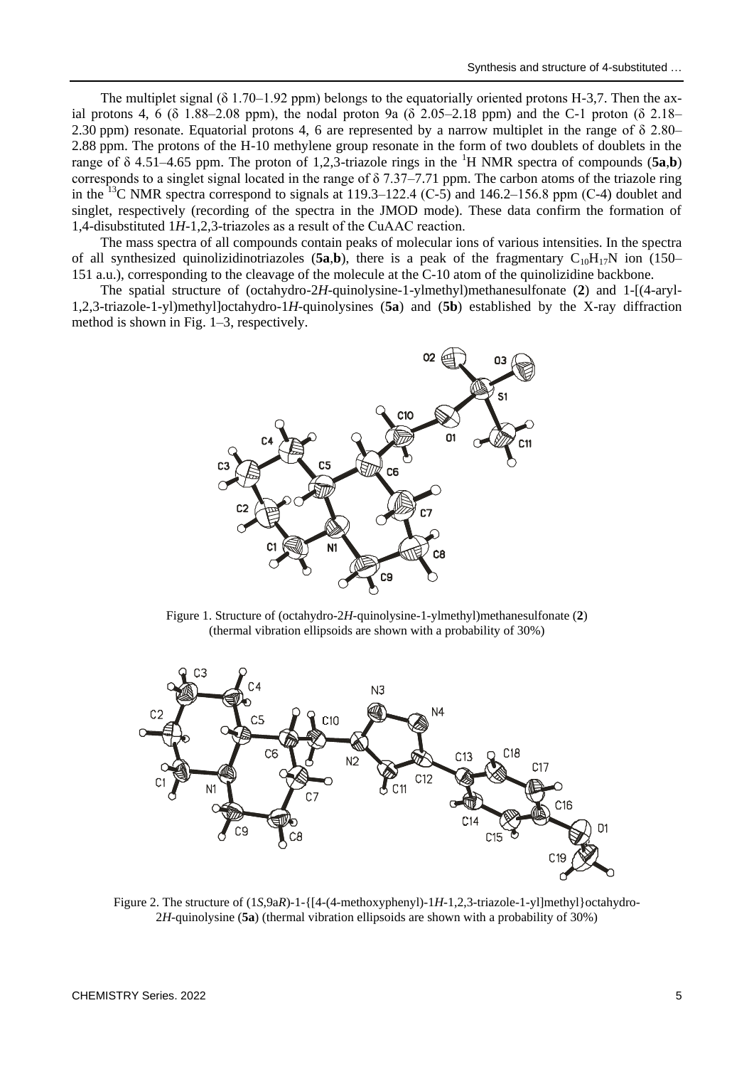The multiplet signal (δ 1.70–1.92 ppm) belongs to the equatorially oriented protons H-3,7. Then the axial protons 4, 6 (δ 1.88–2.08 ppm), the nodal proton 9a (δ 2.05–2.18 ppm) and the C-1 proton (δ 2.18–2.30 ppm) resonate. Equatorial protons 4, 6 are represented by a narrow multiplet in the range of δ 2.80–2.88 ppm. The protons of the H-10 methylene group resonate in the form of two doublets of doublets in the range of δ 4.51–4.65 ppm. The proton of 1,2,3-triazole rings in the $^{1}H$ NMR spectra of compounds (**5a**,**b**) corresponds to a singlet signal located in the range of δ 7.37–7.71 ppm. The carbon atoms of the triazole ring in the $^{13}C$ NMR spectra correspond to signals at 119.3–122.4 (C-5) and 146.2–156.8 ppm (C-4) doublet and singlet, respectively (recording of the spectra in the JMOD mode). These data confirm the formation of 1,4-disubstituted 1*H*-1,2,3-triazoles as a result of the CuAAC reaction.

The mass spectra of all compounds contain peaks of molecular ions of various intensities. In the spectra of all synthesized quinolizidinotriazoles (**5a**,**b**), there is a peak of the fragmentary $C_{10}H_{17}N$ ion (150–151 a.u.), corresponding to the cleavage of the molecule at the C-10 atom of the quinolizidine backbone.

The spatial structure of (octahydro-2*H*-quinolysine-1-ylmethyl)methanesulfonate (**2**) and 1-[(4-aryl-1,2,3-triazole-1-yl)methyl]octahydro-1*H*-quinolysines (**5a**) and (**5b**) established by the X-ray diffraction method is shown in Fig. 1–3, respectively.

O2 O3 S1 C10 O1 C11 C4 C5 C6 C3 C2 C7 N1 C1 C8 C9

Figure 1. Structure of (octahydro-2*H*-quinolysine-1-ylmethyl)methanesulfonate (**2**) (thermal vibration ellipsoids are shown with a probability of 30%)

C3 C4 C2 C5 C10 N3 N4 C6 N2 C1 N1 C11 C12 C13 C18 C17 C7 C14 C16 C9 C8 C15 O1 C19

Figure 2. The structure of (1*S*,9a*R*)-1-{[4-(4-methoxyphenyl)-1*H*-1,2,3-triazole-1-yl]methyl}octahydro-2*H*-quinolysine (**5a**) (thermal vibration ellipsoids are shown with a probability of 30%)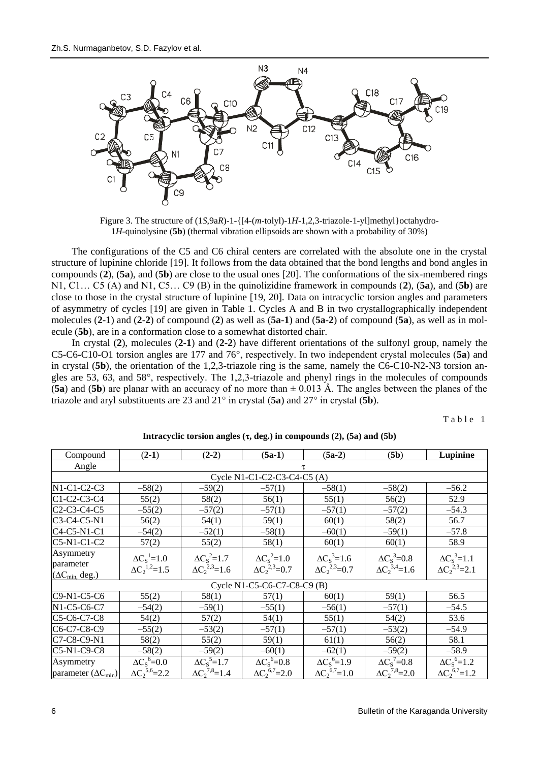Figure 3. The structure of (1*S*,9a*R*)-1-{[4-(*m*-tolyl)-1*H*-1,2,3-triazole-1-yl]methyl}octahydro-1*H*-quinolysine (**5b**) (thermal vibration ellipsoids are shown with a probability of 30%)

The configurations of the C5 and C6 chiral centers are correlated with the absolute one in the crystal structure of lupinine chloride [19]. It follows from the data obtained that the bond lengths and bond angles in compounds (**2**), (**5a**), and (**5b**) are close to the usual ones [20]. The conformations of the six-membered rings N1, C1… C5 (A) and N1, C5… C9 (B) in the quinolizidine framework in compounds (**2**), (**5a**), and (**5b**) are close to those in the crystal structure of lupinine [19, 20]. Data on intracyclic torsion angles and parameters of asymmetry of cycles [19] are given in Table 1. Cycles A and B in two crystallographically independent molecules (**2-1**) and (**2-2**) of compound (**2**) as well as (**5a-1**) and (**5a-2**) of compound (**5a**), as well as in molecule (**5b**), are in a conformation close to a somewhat distorted chair.

In crystal (**2**), molecules (**2-1**) and (**2-2**) have different orientations of the sulfonyl group, namely the C5-C6-C10-O1 torsion angles are 177 and 76°, respectively. In two independent crystal molecules (**5a**) and in crystal (**5b**), the orientation of the 1,2,3-triazole ring is the same, namely the C6-C10-N2-N3 torsion angles are 53, 63, and 58°, respectively. The 1,2,3-triazole and phenyl rings in the molecules of compounds (**5a**) and (**5b**) are planar with an accuracy of no more than ± 0.013 Å. The angles between the planes of the triazole and aryl substituents are 23 and 21° in crystal (**5a**) and 27° in crystal (**5b**).

Table 1

**Intracyclic torsion angles (τ, deg.) in compounds (2), (5a) and (5b)**

| Compound | (**2-1**) | (**2-2**) | (**5a-1**) | (**5a-2**) | (**5b**) | **Lupinine** |
|---|---|---|---|---|---|---|
| Angle | τ | | | | | |
| Cycle N1-C1-C2-C3-C4-C5 (A) | | | | | | |
| N1-C1-C2-C3 | –58(2) | –59(2) | –57(1) | –58(1) | –58(2) | –56.2 |
| C1-C2-C3-C4 | 55(2) | 58(2) | 56(1) | 55(1) | 56(2) | 52.9 |
| C2-C3-C4-C5 | –55(2) | –57(2) | –57(1) | –57(1) | –57(2) | –54.3 |
| C3-C4-C5-N1 | 56(2) | 54(1) | 59(1) | 60(1) | 58(2) | 56.7 |
| C4-C5-N1-C1 | –54(2) | –52(1) | –58(1) | –60(1) | –59(1) | –57.8 |
| C5-N1-C1-C2 | 57(2) | 55(2) | 58(1) | 60(1) | 60(1) | 58.9 |
| Asymmetry parameter ($\Delta C_{min}$, deg.) | $\Delta C_S^1=1.0$ $\Delta C_2^{1,2}=1.5$ | $\Delta C_S^2=1.7$ $\Delta C_2^{2,3}=1.6$ | $\Delta C_S^2=1.0$ $\Delta C_2^{2,3}=0.7$ | $\Delta C_S^3=1.6$ $\Delta C_2^{2,3}=0.7$ | $\Delta C_S^3=0.8$ $\Delta C_2^{3,4}=1.6$ | $\Delta C_S^3=1.1$ $\Delta C_2^{2,3}=2.1$ |
| Cycle N1-C5-C6-C7-C8-C9 (B) | | | | | | |
| C9-N1-C5-C6 | 55(2) | 58(1) | 57(1) | 60(1) | 59(1) | 56.5 |
| N1-C5-C6-C7 | –54(2) | –59(1) | –55(1) | –56(1) | –57(1) | –54.5 |
| C5-C6-C7-C8 | 54(2) | 57(2) | 54(1) | 55(1) | 54(2) | 53.6 |
| C6-C7-C8-C9 | –55(2) | –53(2) | –57(1) | –57(1) | –53(2) | –54.9 |
| C7-C8-C9-N1 | 58(2) | 55(2) | 59(1) | 61(1) | 56(2) | 58.1 |
| C5-N1-C9-C8 | –58(2) | –59(2) | –60(1) | –62(1) | –59(2) | –58.9 |
| Asymmetry parameter ($\Delta C_{min}$) | $\Delta C_S^6=0.0$ $\Delta C_2^{5,6}=2.2$ | $\Delta C_S^5=1.7$ $\Delta C_2^{7,8}=1.4$ | $\Delta C_S^6=0.8$ $\Delta C_2^{6,7}=2.0$ | $\Delta C_S^6=1.9$ $\Delta C_2^{6,7}=1.0$ | $\Delta C_S^7=0.8$ $\Delta C_2^{7,8}=2.0$ | $\Delta C_S^6=1.2$ $\Delta C_2^{6,7}=1.2$ |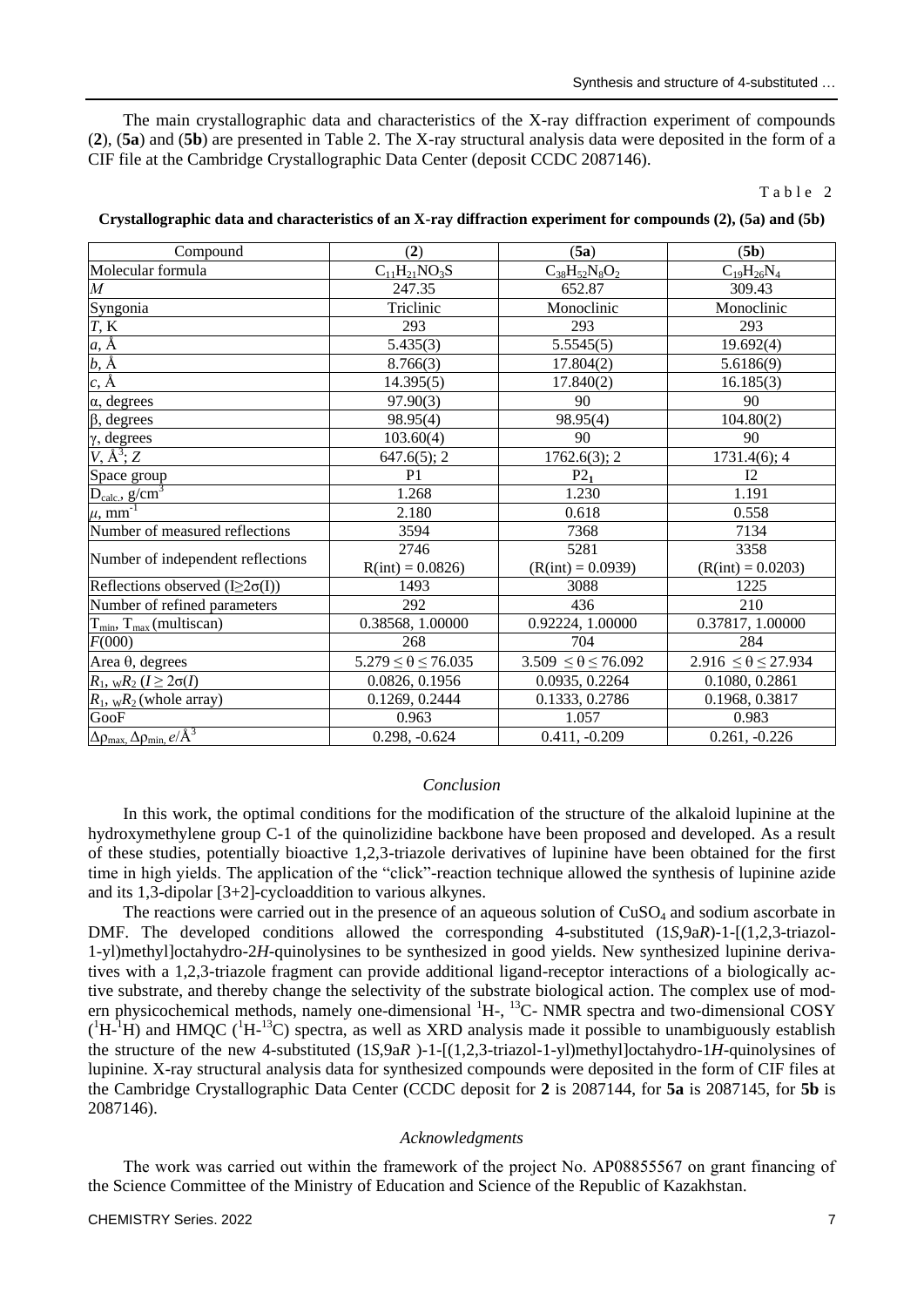The main crystallographic data and characteristics of the X-ray diffraction experiment of compounds (**2**), (**5a**) and (**5b**) are presented in Table 2. The X-ray structural analysis data were deposited in the form of a CIF file at the Cambridge Crystallographic Data Center (deposit CCDC 2087146).

Table 2

**Crystallographic data and characteristics of an X-ray diffraction experiment for compounds (2), (5a) and (5b)**

| Compound | (**2**) | (**5a**) | (**5b**) |
|---|---|---|---|
| Molecular formula | $C_{11}H_{21}NO_3S$ | $C_{38}H_{52}N_8O_2$ | $C_{19}H_{26}N_4$ |
| *M* | 247.35 | 652.87 | 309.43 |
| Syngonia | Triclinic | Monoclinic | Monoclinic |
| *T*, K | 293 | 293 | 293 |
| *a*, Å | 5.435(3) | 5.5545(5) | 19.692(4) |
| *b*, Å | 8.766(3) | 17.804(2) | 5.6186(9) |
| *c*, Å | 14.395(5) | 17.840(2) | 16.185(3) |
| α, degrees | 97.90(3) | 90 | 90 |
| β, degrees | 98.95(4) | 98.95(4) | 104.80(2) |
| γ, degrees | 103.60(4) | 90 | 90 |
| $V$, Å$^3$; $Z$ | 647.6(5); 2 | 1762.6(3); 2 | 1731.4(6); 4 |
| Space group | P1 | $P2_1$ | I2 |
| $D_{calc.}$, g/cm$^3$ | 1.268 | 1.230 | 1.191 |
| $\mu$, mm$^{-1}$ | 2.180 | 0.618 | 0.558 |
| Number of measured reflections | 3594 | 7368 | 7134 |
| Number of independent reflections | 2746 R(int) = 0.0826) | 5281 (R(int) = 0.0939) | 3358 (R(int) = 0.0203) |
| Reflections observed ($I \geq 2\sigma(I)$) | 1493 | 3088 | 1225 |
| Number of refined parameters | 292 | 436 | 210 |
| $T_{min}$, $T_{max}$ (multiscan) | 0.38568, 1.00000 | 0.92224, 1.00000 | 0.37817, 1.00000 |
| *F*(000) | 268 | 704 | 284 |
| Area θ, degrees | $5.279 \leq \theta \leq 76.035$ | $3.509 \leq \theta \leq 76.092$ | $2.916 \leq \theta \leq 27.934$ |
| $R_1$, $_wR_2$ ($I \geq 2\sigma(I)$) | 0.0826, 0.1956 | 0.0935, 0.2264 | 0.1080, 0.2861 |
| $R_1$, $_wR_2$ (whole array) | 0.1269, 0.2444 | 0.1333, 0.2786 | 0.1968, 0.3817 |
| GooF | 0.963 | 1.057 | 0.983 |
| $\Delta\rho_{max}$, $\Delta\rho_{min}$, $e$/Å$^3$ | 0.298, -0.624 | 0.411, -0.209 | 0.261, -0.226 |

### *Conclusion*

In this work, the optimal conditions for the modification of the structure of the alkaloid lupinine at the hydroxymethylene group C-1 of the quinolizidine backbone have been proposed and developed. As a result of these studies, potentially bioactive 1,2,3-triazole derivatives of lupinine have been obtained for the first time in high yields. The application of the "click"-reaction technique allowed the synthesis of lupinine azide and its 1,3-dipolar [3+2]-cycloaddition to various alkynes.

The reactions were carried out in the presence of an aqueous solution of $CuSO_4$ and sodium ascorbate in DMF. The developed conditions allowed the corresponding 4-substituted (1*S*,9a*R*)-1-[(1,2,3-triazol-1-yl)methyl]octahydro-2*H*-quinolysines to be synthesized in good yields. New synthesized lupinine derivatives with a 1,2,3-triazole fragment can provide additional ligand-receptor interactions of a biologically active substrate, and thereby change the selectivity of the substrate biological action. The complex use of modern physicochemical methods, namely one-dimensional $^{1}$H-, $^{13}$C- NMR spectra and two-dimensional COSY ($^{1}$H-$^{1}$H) and HMQC ($^{1}$H-$^{13}$C) spectra, as well as XRD analysis made it possible to unambiguously establish the structure of the new 4-substituted (1*S*,9a*R* )-1-[(1,2,3-triazol-1-yl)methyl]octahydro-1*H*-quinolysines of lupinine. X-ray structural analysis data for synthesized compounds were deposited in the form of CIF files at the Cambridge Crystallographic Data Center (CCDC deposit for **2** is 2087144, for **5a** is 2087145, for **5b** is 2087146).

### *Acknowledgments*

The work was carried out within the framework of the project No. AP08855567 on grant financing of the Science Committee of the Ministry of Education and Science of the Republic of Kazakhstan.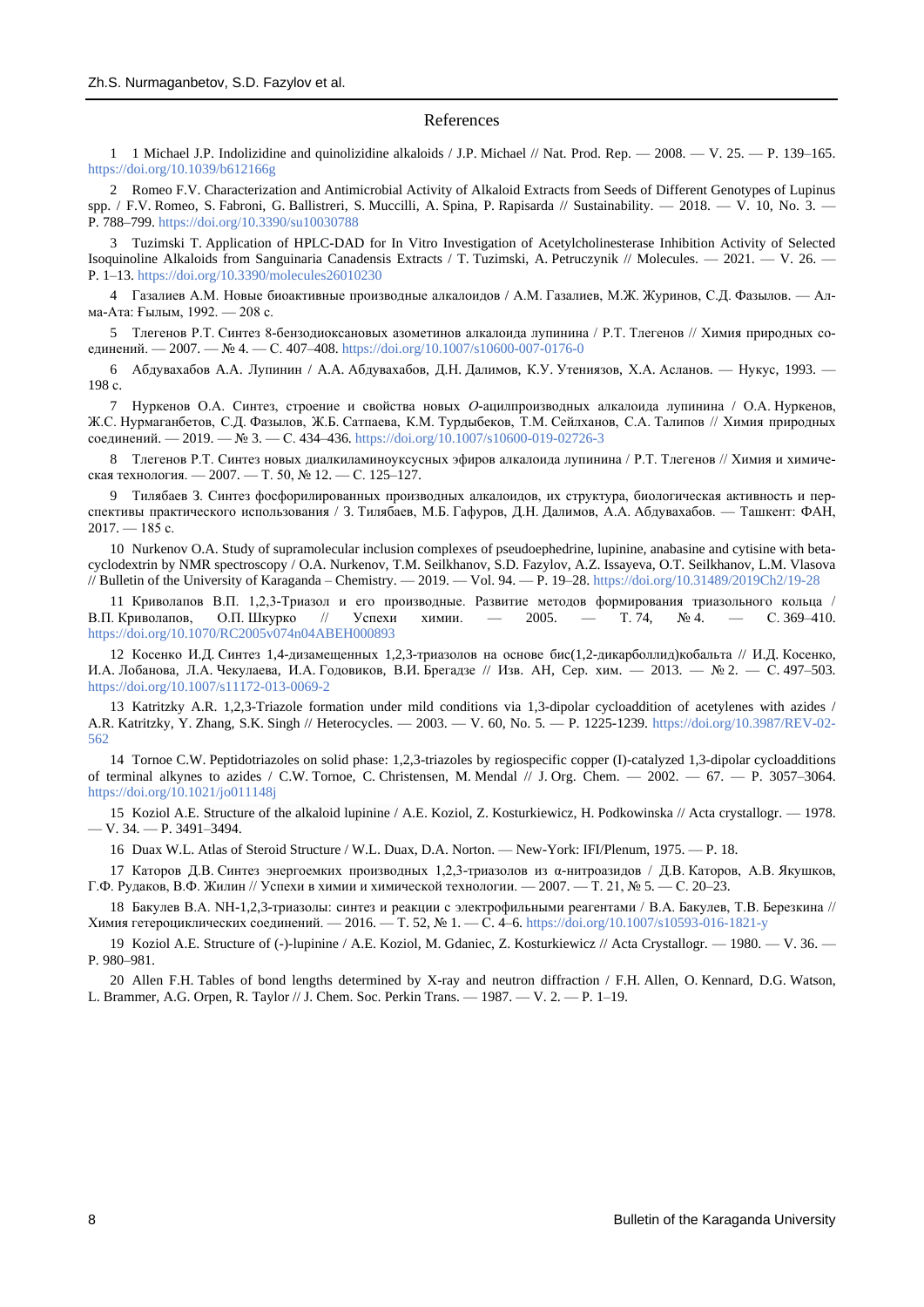## References

1 1 Michael J.P. Indolizidine and quinolizidine alkaloids / J.P. Michael // Nat. Prod. Rep. — 2008. — V. 25. — P. 139–165. https://doi.org/10.1039/b612166g

2 Romeo F.V. Characterization and Antimicrobial Activity of Alkaloid Extracts from Seeds of Different Genotypes of Lupinus spp. / F.V. Romeo, S. Fabroni, G. Ballistreri, S. Muccilli, A. Spina, P. Rapisarda // Sustainability. — 2018. — V. 10, No. 3. — P. 788–799. https://doi.org/10.3390/su10030788

3 Tuzimski T. Application of HPLC-DAD for In Vitro Investigation of Acetylcholinesterase Inhibition Activity of Selected Isoquinoline Alkaloids from Sanguinaria Canadensis Extracts / T. Tuzimski, A. Petruczynik // Molecules. — 2021. — V. 26. — P. 1–13. https://doi.org/10.3390/molecules26010230

4 Газалиев А.М. Новые биоактивные производные алкалоидов / А.М. Газалиев, М.Ж. Журинов, С.Д. Фазылов. — Алма-Ата: Ғылым, 1992. — 208 с.

5 Тлегенов Р.Т. Синтез 8-бензодиоксановых азометинов алкалоида лупинина / Р.Т. Тлегенов // Химия природных соединений. — 2007. — № 4. — С. 407–408. https://doi.org/10.1007/s10600-007-0176-0

6 Абдувахабов А.А. Лупинин / А.А. Абдувахабов, Д.Н. Далимов, К.У. Утениязов, Х.А. Асланов. — Нукус, 1993. — 198 с.

7 Нуркенов О.А. Синтез, строение и свойства новых *O*-ацилпроизводных алкалоида лупинина / О.А. Нуркенов, Ж.С. Нурмаганбетов, С.Д. Фазылов, Ж.Б. Сатпаева, К.М. Турдыбеков, Т.М. Сейлханов, С.А. Талипов // Химия природных соединений. — 2019. — № 3. — С. 434–436. https://doi.org/10.1007/s10600-019-02726-3

8 Тлегенов Р.Т. Синтез новых диалкиламиноуксусных эфиров алкалоида лупинина / Р.Т. Тлегенов // Химия и химическая технология. — 2007. — Т. 50, № 12. — С. 125–127.

9 Тилябаев З. Синтез фосфорилированных производных алкалоидов, их структура, биологическая активность и перспективы практического использования / З. Тилябаев, М.Б. Гафуров, Д.Н. Далимов, А.А. Абдувахабов. — Ташкент: ФАН, 2017. — 185 с.

10 Nurkenov O.A. Study of supramolecular inclusion complexes of pseudoephedrine, lupinine, anabasine and cytisine with beta-cyclodextrin by NMR spectroscopy / O.A. Nurkenov, T.M. Seilkhanov, S.D. Fazylov, A.Z. Issayeva, O.T. Seilkhanov, L.M. Vlasova // Bulletin of the University of Karaganda – Chemistry. — 2019. — Vol. 94. — P. 19–28. https://doi.org/10.31489/2019Ch2/19-28

11 Криволапов В.П. 1,2,3-Триазол и его производные. Развитие методов формирования триазольного кольца / В.П. Криволапов, О.П. Шкурко // Успехи химии. — 2005. — Т. 74, № 4. — С. 369–410. https://doi.org/10.1070/RC2005v074n04ABEH000893

12 Косенко И.Д. Синтез 1,4-дизамещенных 1,2,3-триазолов на основе бис(1,2-дикарболлид)кобальта // И.Д. Косенко, И.А. Лобанова, Л.А. Чекулаева, И.А. Годовиков, В.И. Брегадзе // Изв. АН, Сер. хим. — 2013. — № 2. — С. 497–503. https://doi.org/10.1007/s11172-013-0069-2

13 Katritzky A.R. 1,2,3-Triazole formation under mild conditions via 1,3-dipolar cycloaddition of acetylenes with azides / A.R. Katritzky, Y. Zhang, S.K. Singh // Heterocycles. — 2003. — V. 60, No. 5. — P. 1225-1239. https://doi.org/10.3987/REV-02-562

14 Tornoe C.W. Peptidotriazoles on solid phase: 1,2,3-triazoles by regiospecific copper (I)-catalyzed 1,3-dipolar cycloadditions of terminal alkynes to azides / C.W. Tornoe, C. Christensen, M. Mendal // J. Org. Chem. — 2002. — 67. — P. 3057–3064. https://doi.org/10.1021/jo011148j

15 Koziol A.E. Structure of the alkaloid lupinine / A.E. Koziol, Z. Kosturkiewicz, H. Podkowinska // Acta crystallogr. — 1978. — V. 34. — P. 3491–3494.

16 Duax W.L. Atlas of Steroid Structure / W.L. Duax, D.A. Norton. — New-York: IFI/Plenum, 1975. — P. 18.

17 Каторов Д.В. Синтез энергоемких производных 1,2,3-триазолов из α-нитроазидов / Д.В. Каторов, А.В. Якушков, Г.Ф. Рудаков, В.Ф. Жилин // Успехи в химии и химической технологии. — 2007. — Т. 21, № 5. — С. 20–23.

18 Бакулев В.А. NH-1,2,3-триазолы: синтез и реакции с электрофильными реагентами / В.А. Бакулев, Т.В. Березкина // Химия гетероциклических соединений. — 2016. — Т. 52, № 1. — С. 4–6. https://doi.org/10.1007/s10593-016-1821-y

19 Koziol A.E. Structure of (-)-lupinine / A.E. Koziol, M. Gdaniec, Z. Kosturkiewicz // Acta Crystallogr. — 1980. — V. 36. — P. 980–981.

20 Allen F.H. Tables of bond lengths determined by X-ray and neutron diffraction / F.H. Allen, O. Kennard, D.G. Watson, L. Brammer, A.G. Orpen, R. Taylor // J. Chem. Soc. Perkin Trans. — 1987. — V. 2. — P. 1–19.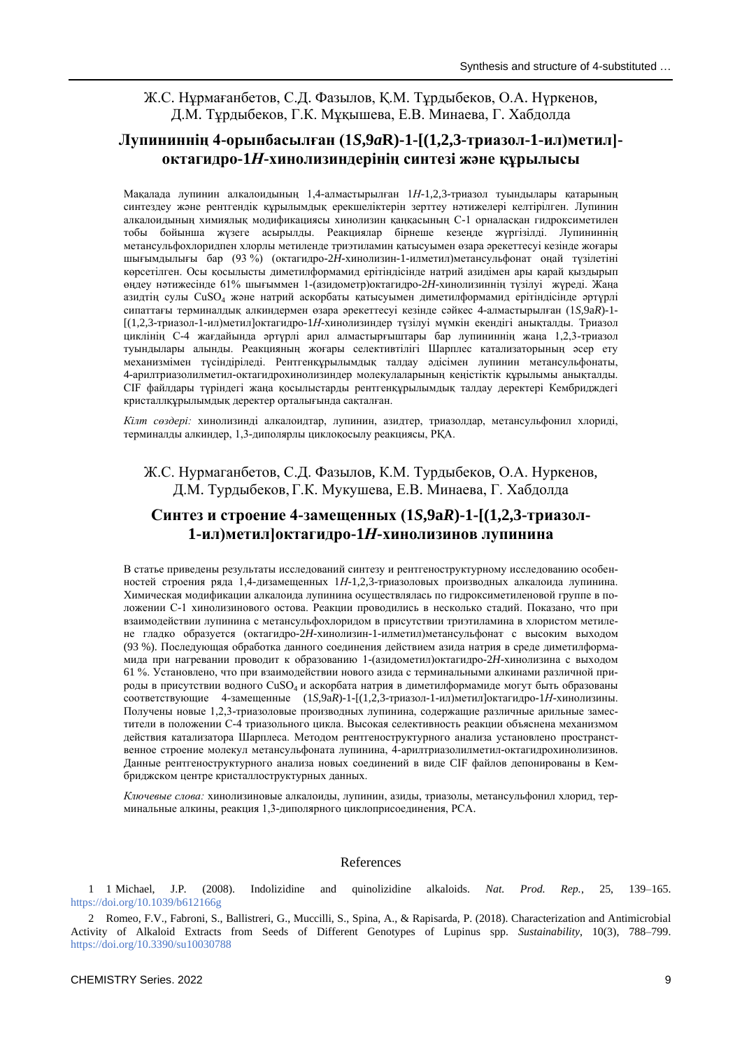Ж.С. Нұрмағанбетов, С.Д. Фазылов, Қ.М. Тұрдыбеков, О.А. Нүркенов, Д.М. Тұрдыбеков, Г.К. Мұқышева, Е.В. Минаева, Г. Хабдолда

## Лупининнің 4-орынбасылған (1*S*,9*a*R)-1-[(1,2,3-триазол-1-ил)метил]-октагидро-1*H*-хинолизиндерінің синтезі және құрылысы

Мақалада лупинин алкалоидының 1,4-алмастырылған 1*H*-1,2,3-триазол туындылары қатарының синтездеу және рентгендік құрылымдық ерекшеліктерін зерттеу нәтижелері келтірілген. Лупинин алкалоидының химиялық модификациясы хинолизин қаңқасының С-1 орналасқан гидроксиметилен тобы бойынша жүзеге асырылды. Реакциялар бірнеше кезеңде жүргізілді. Лупининнің метансульфохлоридпен хлорлы метиленде триэтиламин қатысуымен өзара әрекеттесуі кезінде жоғары шығымдылығы бар (93 %) (октагидро-2*H*-хинолизин-1-илметил)метансульфонат оңай түзілетіні көрсетілген. Осы қосылысты диметилформамид ерітіндісінде натрий азидімен ары қарай қыздырып өңдеу нәтижесінде 61% шығыммен 1-(азидометр)октагидро-2*H*-хинолизиннің түзілуі жүреді. Жаңа азидтің сулы $CuSO_4$ және натрий аскорбаты қатысуымен диметилформамид ерітіндісінде әртүрлі сипаттағы терминалдық алкиндермен өзара әрекеттесуі кезінде сәйкес 4-алмастырылған (1*S*,9a*R*)-1-[(1,2,3-триазол-1-ил)метил]октагидро-1*H*-хинолизиндер түзілуі мүмкін екендігі анықталды. Триазол циклінің С-4 жағдайында әртүрлі арил алмастырғыштары бар лупининнің жаңа 1,2,3-триазол туындылары алынды. Реакцияның жоғары селективтілігі Шарплес катализаторының әсер ету механизмімен түсіндіріледі. Рентгенқұрылымдық талдау әдісімен лупинин метансульфонаты, 4-арилтриазолилметил-октагидрохинолизиндер молекулаларының кеңістіктік құрылымы анықталды. CIF файлдары түріндегі жаңа қосылыстарды рентгенқұрылымдық талдау деректері Кембридждегі кристаллқұрылымдық деректер орталығында сақталған.

*Кілт сөздері:* хинолизинді алкалоидтар, лупинин, азидтер, триазолдар, метансульфонил хлориді, терминалды алкиндер, 1,3-диполярлы циклоқосылу реакциясы, РҚА.

Ж.С. Нурмаганбетов, С.Д. Фазылов, К.М. Турдыбеков, О.А. Нуркенов, Д.М. Турдыбеков, Г.К. Мукушева, Е.В. Минаева, Г. Хабдолда

## Синтез и строение 4-замещенных (1*S*,9a*R*)-1-[(1,2,3-триазол-1-ил)метил]октагидро-1*H*-хинолизинов лупинина

В статье приведены результаты исследований синтезу и рентгеноструктурному исследованию особенностей строения ряда 1,4-дизамещенных 1*H*-1,2,3-триазоловых производных алкалоида лупинина. Химическая модификация алкалоида лупинина осуществлялась по гидроксиметиленовой группе в положении С-1 хинолизинового остова. Реакции проводились в несколько стадий. Показано, что при взаимодействии лупинина с метансульфохлоридом в присутствии триэтиламина в хлористом метилене гладко образуется (октагидро-2*H*-хинолизин-1-илметил)метансульфонат с высоким выходом (93 %). Последующая обработка данного соединения действием азида натрия в среде диметилформамида при нагревании проводит к образованию 1-(азидометил)октагидро-2*H*-хинолизина с выходом 61 %. Установлено, что при взаимодействии нового азида с терминальными алкинами различной природы в присутствии водного $CuSO_4$ и аскорбата натрия в диметилформамиде могут быть образованы соответствующие 4-замещенные (1*S*,9a*R*)-1-[(1,2,3-триазол-1-ил)метил]октагидро-1*H*-хинолизины. Получены новые 1,2,3-триазоловые производных лупинина, содержащие различные арильные заместители в положении С-4 триазольного цикла. Высокая селективность реакции объяснена механизмом действия катализатора Шарплеса. Методом рентгеноструктурного анализа установлено пространственное строение молекул метансульфоната лупинина, 4-арилтриазолилметил-октагидрохинолизинов. Данные рентгеноструктурного анализа новых соединений в виде CIF файлов депонированы в Кембриджском центре кристаллоструктурных данных.

*Ключевые слова:* хинолизиновые алкалоиды, лупинин, азиды, триазолы, метансульфонил хлорид, терминальные алкины, реакция 1,3-диполярного циклоприсоединения, РСА.

## References

1 1 Michael, J.P. (2008). Indolizidine and quinolizidine alkaloids. *Nat. Prod. Rep.*, 25, 139–165. https://doi.org/10.1039/b612166g

2 Romeo, F.V., Fabroni, S., Ballistreri, G., Muccilli, S., Spina, A., & Rapisarda, P. (2018). Characterization and Antimicrobial Activity of Alkaloid Extracts from Seeds of Different Genotypes of Lupinus spp. *Sustainability*, 10(3), 788–799. https://doi.org/10.3390/su10030788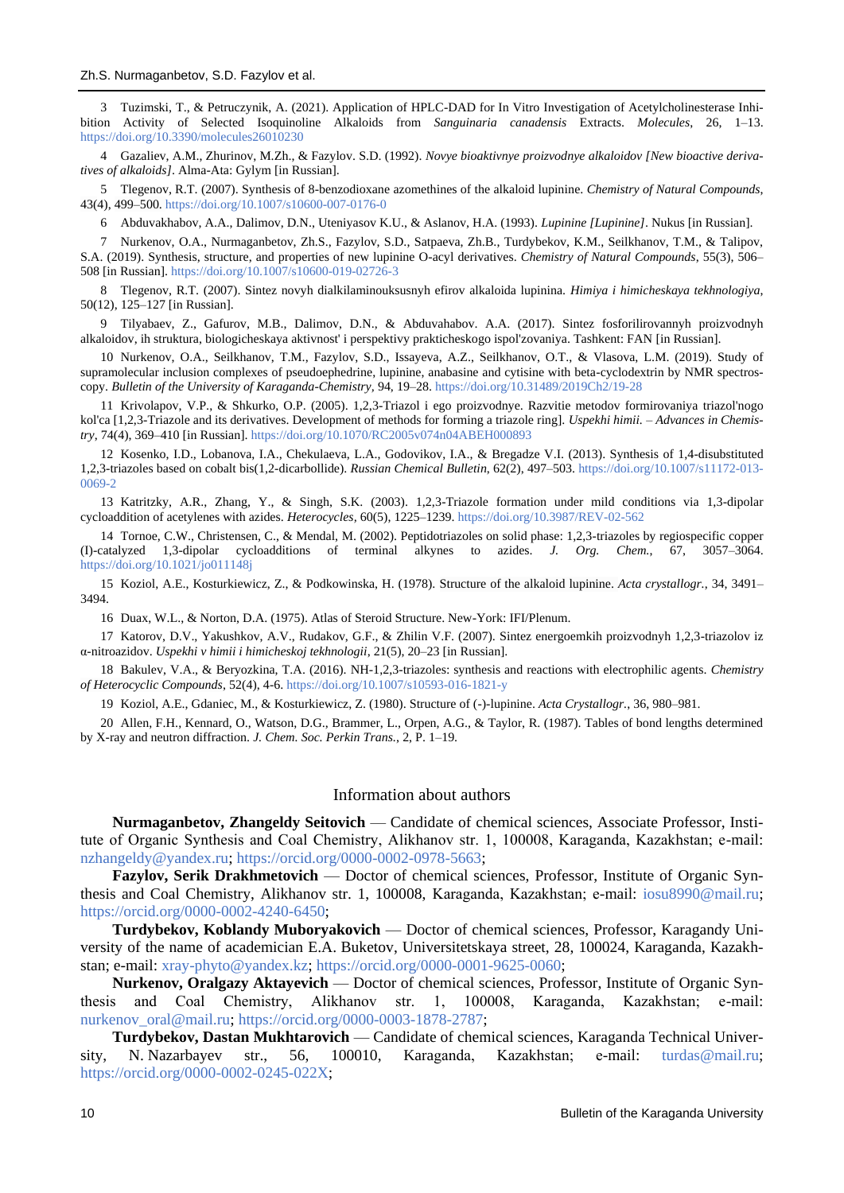3 Tuzimski, T., & Petruczynik, A. (2021). Application of HPLC-DAD for In Vitro Investigation of Acetylcholinesterase Inhibition Activity of Selected Isoquinoline Alkaloids from *Sanguinaria canadensis* Extracts. *Molecules*, 26, 1–13. https://doi.org/10.3390/molecules26010230

4 Gazaliev, A.M., Zhurinov, M.Zh., & Fazylov. S.D. (1992). *Novye bioaktivnye proizvodnye alkaloidov [New bioactive derivatives of alkaloids]*. Alma-Ata: Gylym [in Russian].

5 Tlegenov, R.T. (2007). Synthesis of 8-benzodioxane azomethines of the alkaloid lupinine. *Chemistry of Natural Compounds*, 43(4), 499–500. https://doi.org/10.1007/s10600-007-0176-0

6 Abduvakhabov, A.A., Dalimov, D.N., Uteniyasov K.U., & Aslanov, H.A. (1993). *Lupinine [Lupinine]*. Nukus [in Russian].

7 Nurkenov, O.A., Nurmaganbetov, Zh.S., Fazylov, S.D., Satpaeva, Zh.B., Turdybekov, K.M., Seilkhanov, T.M., & Talipov, S.A. (2019). Synthesis, structure, and properties of new lupinine O-acyl derivatives. *Chemistry of Natural Compounds*, 55(3), 506–508 [in Russian]. https://doi.org/10.1007/s10600-019-02726-3

8 Tlegenov, R.T. (2007). Sintez novyh dialkilaminouksusnyh efirov alkaloida lupinina. *Himiya i himicheskaya tekhnologiya*, 50(12), 125–127 [in Russian].

9 Tilyabaev, Z., Gafurov, M.B., Dalimov, D.N., & Abduvahabov. A.A. (2017). Sintez fosforilirovannyh proizvodnyh alkaloidov, ih struktura, biologicheskaya aktivnost' i perspektivy prakticheskogo ispol'zovaniya. Tashkent: FAN [in Russian].

10 Nurkenov, O.A., Seilkhanov, T.M., Fazylov, S.D., Issayeva, A.Z., Seilkhanov, O.T., & Vlasova, L.M. (2019). Study of supramolecular inclusion complexes of pseudoephedrine, lupinine, anabasine and cytisine with beta-cyclodextrin by NMR spectroscopy. *Bulletin of the University of Karaganda-Chemistry*, 94, 19–28. https://doi.org/10.31489/2019Ch2/19-28

11 Krivolapov, V.P., & Shkurko, O.P. (2005). 1,2,3-Triazol i ego proizvodnye. Razvitie metodov formirovaniya triazol'nogo kol'ca [1,2,3-Triazole and its derivatives. Development of methods for forming a triazole ring]. *Uspekhi himii. – Advances in Chemistry*, 74(4), 369–410 [in Russian]. https://doi.org/10.1070/RC2005v074n04ABEH000893

12 Kosenko, I.D., Lobanova, I.A., Chekulaeva, L.A., Godovikov, I.A., & Bregadze V.I. (2013). Synthesis of 1,4-disubstituted 1,2,3-triazoles based on cobalt bis(1,2-dicarbollide). *Russian Chemical Bulletin*, 62(2), 497–503. https://doi.org/10.1007/s11172-013-0069-2

13 Katritzky, A.R., Zhang, Y., & Singh, S.K. (2003). 1,2,3-Triazole formation under mild conditions via 1,3-dipolar cycloaddition of acetylenes with azides. *Heterocycles*, 60(5), 1225–1239. https://doi.org/10.3987/REV-02-562

14 Tornoe, C.W., Christensen, C., & Mendal, M. (2002). Peptidotriazoles on solid phase: 1,2,3-triazoles by regiospecific copper (I)-catalyzed 1,3-dipolar cycloadditions of terminal alkynes to azides. *J. Org. Chem.*, 67, 3057–3064. https://doi.org/10.1021/jo011148j

15 Koziol, A.E., Kosturkiewicz, Z., & Podkowinska, H. (1978). Structure of the alkaloid lupinine. *Acta crystallogr.*, 34, 3491–3494.

16 Duax, W.L., & Norton, D.A. (1975). Atlas of Steroid Structure. New-York: IFI/Plenum.

17 Katorov, D.V., Yakushkov, A.V., Rudakov, G.F., & Zhilin V.F. (2007). Sintez energoemkih proizvodnyh 1,2,3-triazolov iz α-nitroazidov. *Uspekhi v himii i himicheskoj tekhnologii*, 21(5), 20–23 [in Russian].

18 Bakulev, V.A., & Beryozkina, T.A. (2016). NH-1,2,3-triazoles: synthesis and reactions with electrophilic agents. *Chemistry of Heterocyclic Compounds*, 52(4), 4-6. https://doi.org/10.1007/s10593-016-1821-y

19 Koziol, A.E., Gdaniec, M., & Kosturkiewicz, Z. (1980). Structure of (-)-lupinine. *Acta Crystallogr.*, 36, 980–981.

20 Allen, F.H., Kennard, O., Watson, D.G., Brammer, L., Orpen, A.G., & Taylor, R. (1987). Tables of bond lengths determined by X-ray and neutron diffraction. *J. Chem. Soc. Perkin Trans.*, 2, P. 1–19.

## Information about authors

**Nurmaganbetov, Zhangeldy Seitovich** — Candidate of chemical sciences, Associate Professor, Institute of Organic Synthesis and Coal Chemistry, Alikhanov str. 1, 100008, Karaganda, Kazakhstan; e-mail: nzhangeldy@yandex.ru; https://orcid.org/0000-0002-0978-5663;

**Fazylov, Serik Drakhmetovich** — Doctor of chemical sciences, Professor, Institute of Organic Synthesis and Coal Chemistry, Alikhanov str. 1, 100008, Karaganda, Kazakhstan; e-mail: iosu8990@mail.ru; https://orcid.org/0000-0002-4240-6450;

**Turdybekov, Koblandy Muboryakovich** — Doctor of chemical sciences, Professor, Karagandy University of the name of academician E.A. Buketov, Universitetskaya street, 28, 100024, Karaganda, Kazakhstan; e-mail: xray-phyto@yandex.kz; https://orcid.org/0000-0001-9625-0060;

**Nurkenov, Oralgazy Aktayevich** — Doctor of chemical sciences, Professor, Institute of Organic Synthesis and Coal Chemistry, Alikhanov str. 1, 100008, Karaganda, Kazakhstan; e-mail: nurkenov_oral@mail.ru; https://orcid.org/0000-0003-1878-2787;

**Turdybekov, Dastan Mukhtarovich** — Candidate of chemical sciences, Karaganda Technical University, N. Nazarbayev str., 56, 100010, Karaganda, Kazakhstan; e-mail: turdas@mail.ru; https://orcid.org/0000-0002-0245-022X;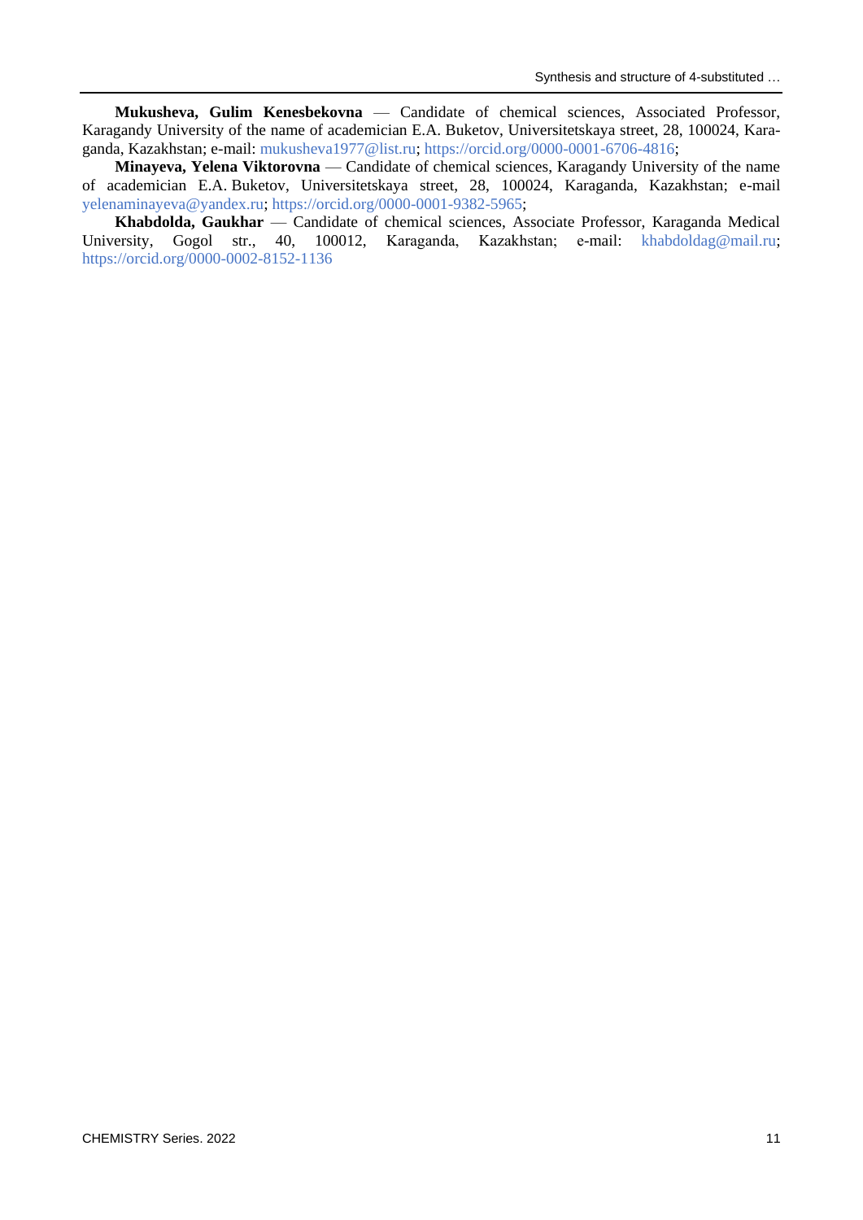**Mukusheva, Gulim Kenesbekovna** — Candidate of chemical sciences, Associated Professor, Karagandy University of the name of academician E.A. Buketov, Universitetskaya street, 28, 100024, Karaganda, Kazakhstan; e-mail: mukusheva1977@list.ru; https://orcid.org/0000-0001-6706-4816;

**Minayeva, Yelena Viktorovna** — Candidate of chemical sciences, Karagandy University of the name of academician E.A. Buketov, Universitetskaya street, 28, 100024, Karaganda, Kazakhstan; e-mail yelenaminayeva@yandex.ru; https://orcid.org/0000-0001-9382-5965;

**Khabdolda, Gaukhar** — Candidate of chemical sciences, Associate Professor, Karaganda Medical University, Gogol str., 40, 100012, Karaganda, Kazakhstan; e-mail: khabdoldag@mail.ru; https://orcid.org/0000-0002-8152-1136